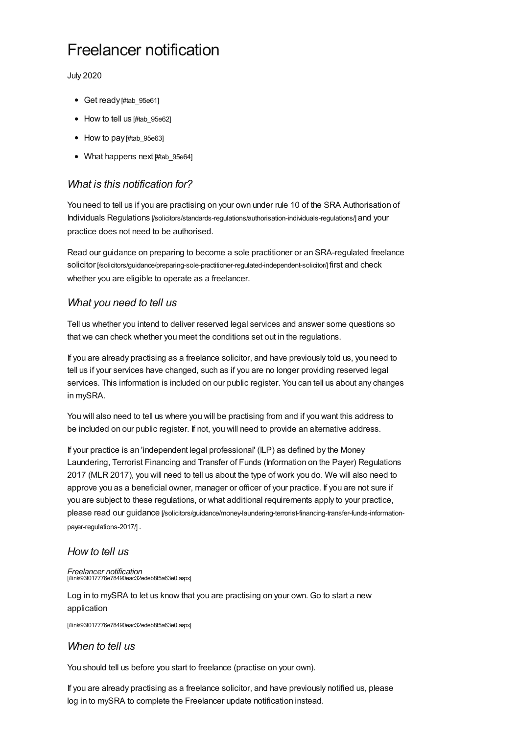# Freelancer notification

July 2020

- Get ready [#tab_95e61]
- How to tell us [#tab_95e62]
- How to pay [#tab_95e63]
- What happens next [#tab_95e64]

### *What is this notification for?*

You need to tell us if you are practising on your own under rule 10 of the SRA Authorisation of Individuals Regulations [/solicitors/standards-regulations/authorisation-individuals-regulations/] and your practice does not need to be authorised.

Read our guidance on preparing to become a sole practitioner or an SRA-regulated freelance solicitor [/solicitors/guidance/preparing-sole-practitioner-regulated-independent-solicitor/] first and check whether you are eligible to operate as a freelancer.

### *What you need to tell us*

Tell us whether you intend to deliver reserved legal services and answer some questions so that we can check whether you meet the conditions set out in the regulations.

If you are already practising as a freelance solicitor, and have previously told us, you need to tell us if your services have changed, such as if you are no longer providing reserved legal services. This information is included on our public register. You can tell us about any changes in mySRA.

You will also need to tell us where you will be practising from and if you want this address to be included on our public register. If not, you will need to provide an alternative address.

If your practice is an 'independent legal professional' (ILP) as defined by the Money Laundering, Terrorist Financing and Transfer of Funds (Information on the Payer) Regulations 2017 (MLR 2017), you will need to tell us about the type of work you do. We will also need to approve you as a beneficial owner, manager or officer of your practice. If you are not sure if you are subject to these regulations, or what additional requirements apply to your practice, please read our guidance [/solicitors/guidance/money-laundering-terrorist-financing-transfer-funds-information-payer-regulations-2017/] .

### *How to tell us*

*Freelancer notification* [/link/93f017776e78490eac32edeb8f5a63e0.aspx]

Log in to mySRA to let us know that you are practising on your own. Go to start a new application

[/link/93f017776e78490eac32edeb8f5a63e0.aspx]

### *When to tell us*

You should tell us before you start to freelance (practise on your own).

If you are already practising as a freelance solicitor, and have previously notified us, please log in to mySRA to complete the Freelancer update notification instead.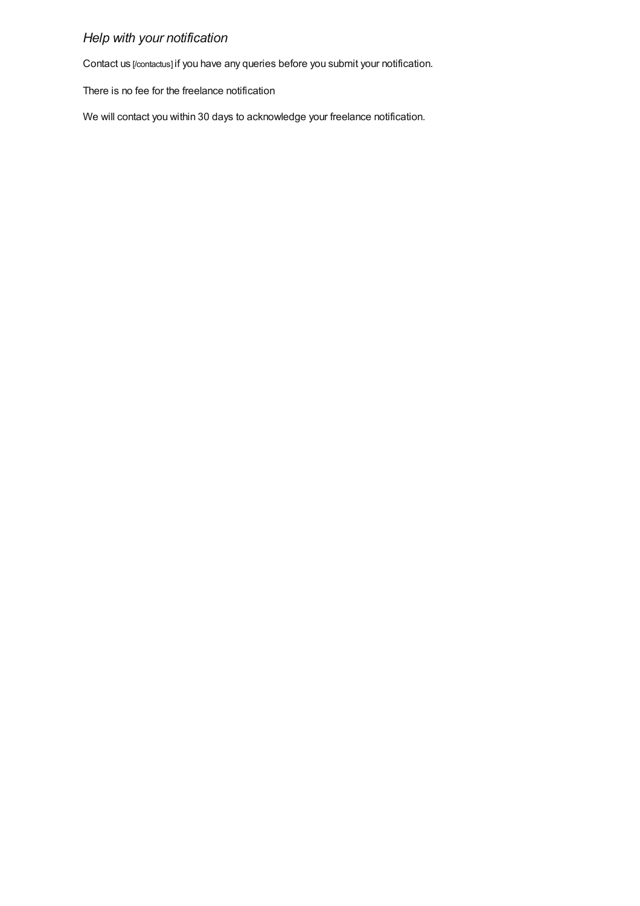### *Help with your notification*

Contact us [/contactus] if you have any queries before you submit your notification.

There is no fee for the freelance notification

We will contact you within 30 days to acknowledge your freelance notification.